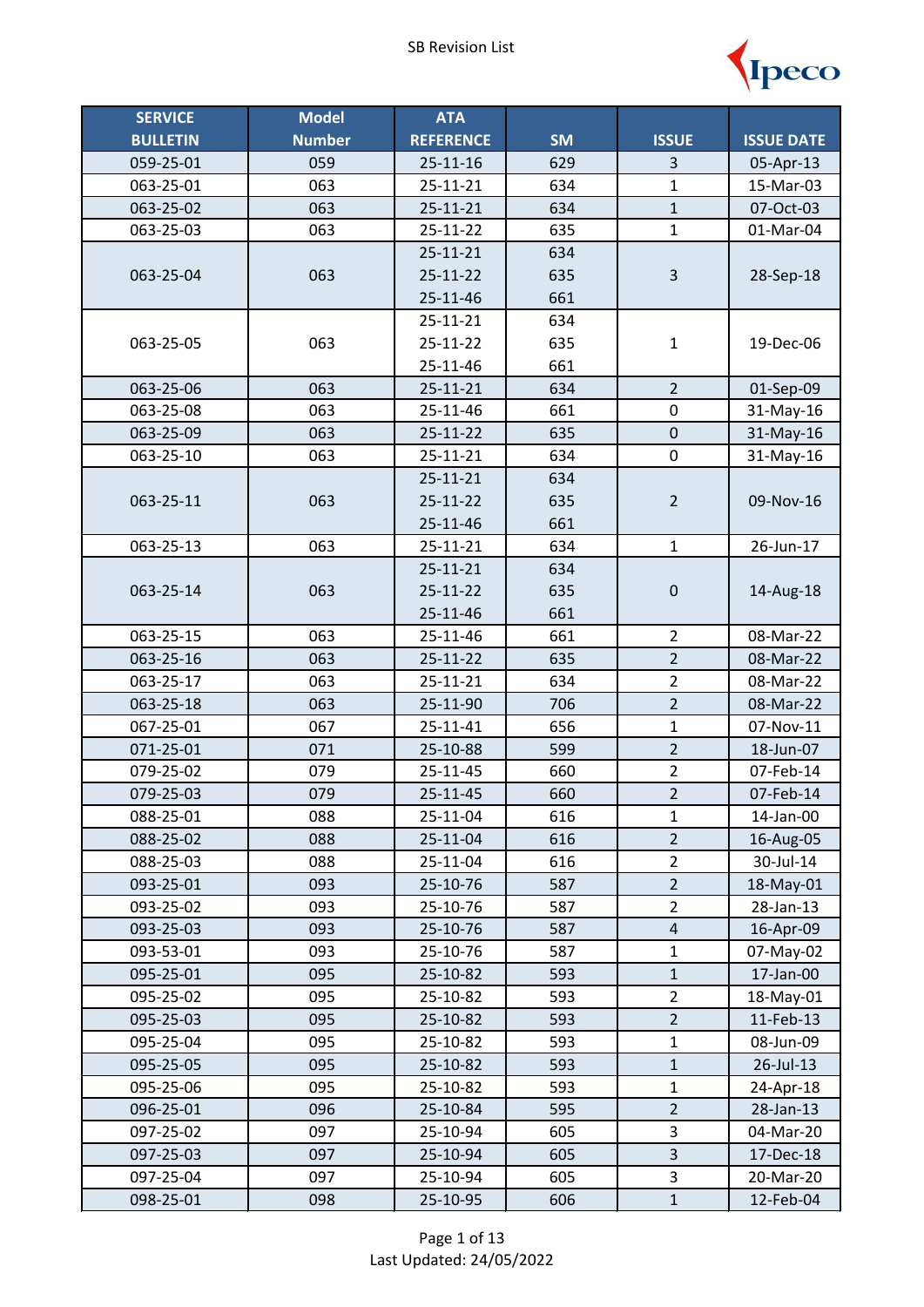# SB Revision List

| SERVICE BULLETIN | Model Number | ATA REFERENCE | SM | ISSUE | ISSUE DATE |
|---|---|---|---|---|---|
| 059-25-01 | 059 | 25-11-16 | 629 | 3 | 05-Apr-13 |
| 063-25-01 | 063 | 25-11-21 | 634 | 1 | 15-Mar-03 |
| 063-25-02 | 063 | 25-11-21 | 634 | 1 | 07-Oct-03 |
| 063-25-03 | 063 | 25-11-22 | 635 | 1 | 01-Mar-04 |
| 063-25-04 | 063 | 25-11-21<br>25-11-22<br>25-11-46 | 634<br>635<br>661 | 3 | 28-Sep-18 |
| 063-25-05 | 063 | 25-11-21<br>25-11-22<br>25-11-46 | 634<br>635<br>661 | 1 | 19-Dec-06 |
| 063-25-06 | 063 | 25-11-21 | 634 | 2 | 01-Sep-09 |
| 063-25-08 | 063 | 25-11-46 | 661 | 0 | 31-May-16 |
| 063-25-09 | 063 | 25-11-22 | 635 | 0 | 31-May-16 |
| 063-25-10 | 063 | 25-11-21 | 634 | 0 | 31-May-16 |
| 063-25-11 | 063 | 25-11-21<br>25-11-22<br>25-11-46 | 634<br>635<br>661 | 2 | 09-Nov-16 |
| 063-25-13 | 063 | 25-11-21 | 634 | 1 | 26-Jun-17 |
| 063-25-14 | 063 | 25-11-21<br>25-11-22<br>25-11-46 | 634<br>635<br>661 | 0 | 14-Aug-18 |
| 063-25-15 | 063 | 25-11-46 | 661 | 2 | 08-Mar-22 |
| 063-25-16 | 063 | 25-11-22 | 635 | 2 | 08-Mar-22 |
| 063-25-17 | 063 | 25-11-21 | 634 | 2 | 08-Mar-22 |
| 063-25-18 | 063 | 25-11-90 | 706 | 2 | 08-Mar-22 |
| 067-25-01 | 067 | 25-11-41 | 656 | 1 | 07-Nov-11 |
| 071-25-01 | 071 | 25-10-88 | 599 | 2 | 18-Jun-07 |
| 079-25-02 | 079 | 25-11-45 | 660 | 2 | 07-Feb-14 |
| 079-25-03 | 079 | 25-11-45 | 660 | 2 | 07-Feb-14 |
| 088-25-01 | 088 | 25-11-04 | 616 | 1 | 14-Jan-00 |
| 088-25-02 | 088 | 25-11-04 | 616 | 2 | 16-Aug-05 |
| 088-25-03 | 088 | 25-11-04 | 616 | 2 | 30-Jul-14 |
| 093-25-01 | 093 | 25-10-76 | 587 | 2 | 18-May-01 |
| 093-25-02 | 093 | 25-10-76 | 587 | 2 | 28-Jan-13 |
| 093-25-03 | 093 | 25-10-76 | 587 | 4 | 16-Apr-09 |
| 093-53-01 | 093 | 25-10-76 | 587 | 1 | 07-May-02 |
| 095-25-01 | 095 | 25-10-82 | 593 | 1 | 17-Jan-00 |
| 095-25-02 | 095 | 25-10-82 | 593 | 2 | 18-May-01 |
| 095-25-03 | 095 | 25-10-82 | 593 | 2 | 11-Feb-13 |
| 095-25-04 | 095 | 25-10-82 | 593 | 1 | 08-Jun-09 |
| 095-25-05 | 095 | 25-10-82 | 593 | 1 | 26-Jul-13 |
| 095-25-06 | 095 | 25-10-82 | 593 | 1 | 24-Apr-18 |
| 096-25-01 | 096 | 25-10-84 | 595 | 2 | 28-Jan-13 |
| 097-25-02 | 097 | 25-10-94 | 605 | 3 | 04-Mar-20 |
| 097-25-03 | 097 | 25-10-94 | 605 | 3 | 17-Dec-18 |
| 097-25-04 | 097 | 25-10-94 | 605 | 3 | 20-Mar-20 |
| 098-25-01 | 098 | 25-10-95 | 606 | 1 | 12-Feb-04 |

Last Updated: 24/05/2022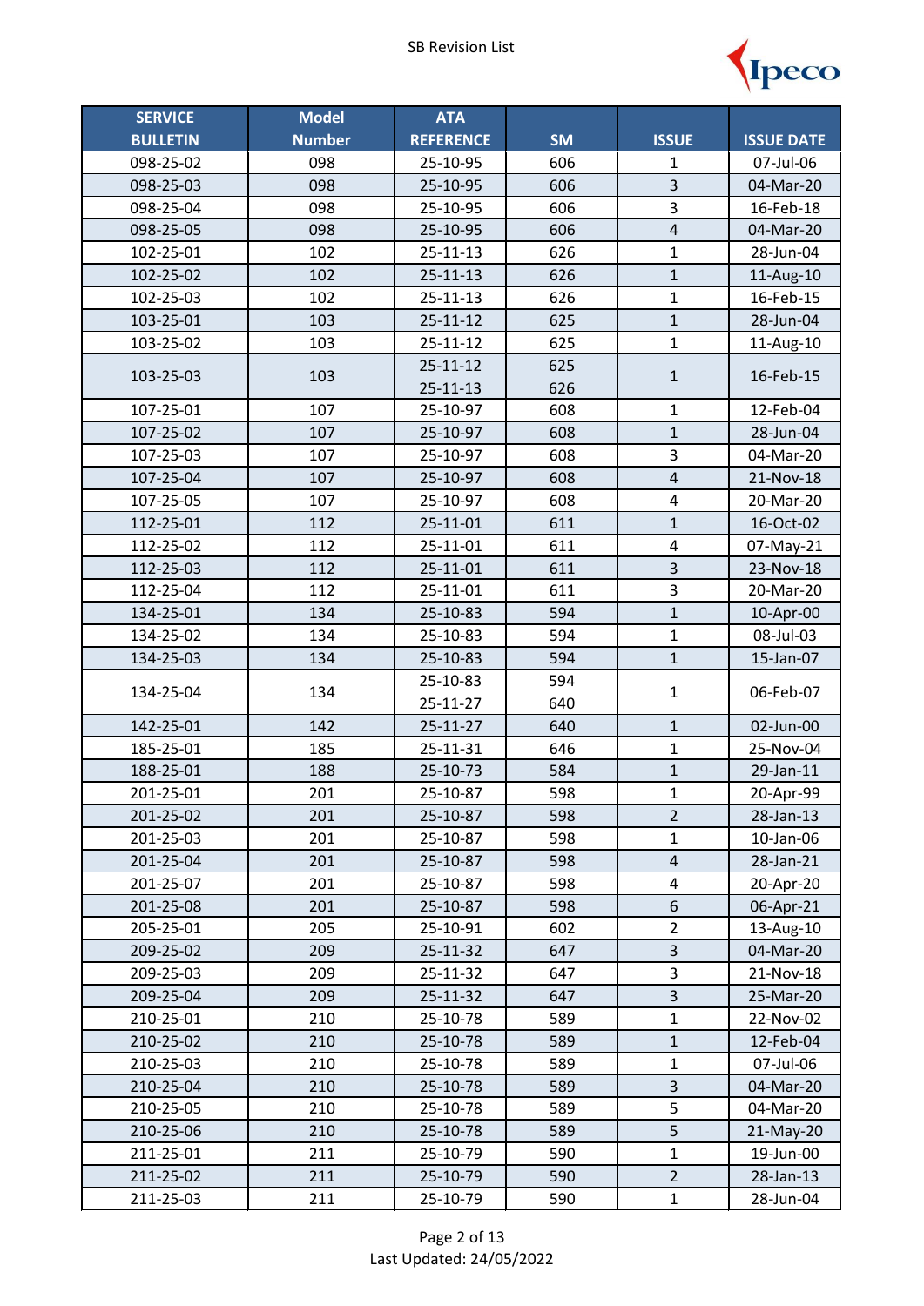SB Revision List

| SERVICE BULLETIN | Model Number | ATA REFERENCE | SM | ISSUE | ISSUE DATE |
|---|---|---|---|---|---|
| 098-25-02 | 098 | 25-10-95 | 606 | 1 | 07-Jul-06 |
| 098-25-03 | 098 | 25-10-95 | 606 | 3 | 04-Mar-20 |
| 098-25-04 | 098 | 25-10-95 | 606 | 3 | 16-Feb-18 |
| 098-25-05 | 098 | 25-10-95 | 606 | 4 | 04-Mar-20 |
| 102-25-01 | 102 | 25-11-13 | 626 | 1 | 28-Jun-04 |
| 102-25-02 | 102 | 25-11-13 | 626 | 1 | 11-Aug-10 |
| 102-25-03 | 102 | 25-11-13 | 626 | 1 | 16-Feb-15 |
| 103-25-01 | 103 | 25-11-12 | 625 | 1 | 28-Jun-04 |
| 103-25-02 | 103 | 25-11-12 | 625 | 1 | 11-Aug-10 |
| 103-25-03 | 103 | 25-11-12<br>25-11-13 | 625<br>626 | 1 | 16-Feb-15 |
| 107-25-01 | 107 | 25-10-97 | 608 | 1 | 12-Feb-04 |
| 107-25-02 | 107 | 25-10-97 | 608 | 1 | 28-Jun-04 |
| 107-25-03 | 107 | 25-10-97 | 608 | 3 | 04-Mar-20 |
| 107-25-04 | 107 | 25-10-97 | 608 | 4 | 21-Nov-18 |
| 107-25-05 | 107 | 25-10-97 | 608 | 4 | 20-Mar-20 |
| 112-25-01 | 112 | 25-11-01 | 611 | 1 | 16-Oct-02 |
| 112-25-02 | 112 | 25-11-01 | 611 | 4 | 07-May-21 |
| 112-25-03 | 112 | 25-11-01 | 611 | 3 | 23-Nov-18 |
| 112-25-04 | 112 | 25-11-01 | 611 | 3 | 20-Mar-20 |
| 134-25-01 | 134 | 25-10-83 | 594 | 1 | 10-Apr-00 |
| 134-25-02 | 134 | 25-10-83 | 594 | 1 | 08-Jul-03 |
| 134-25-03 | 134 | 25-10-83 | 594 | 1 | 15-Jan-07 |
| 134-25-04 | 134 | 25-10-83<br>25-11-27 | 594<br>640 | 1 | 06-Feb-07 |
| 142-25-01 | 142 | 25-11-27 | 640 | 1 | 02-Jun-00 |
| 185-25-01 | 185 | 25-11-31 | 646 | 1 | 25-Nov-04 |
| 188-25-01 | 188 | 25-10-73 | 584 | 1 | 29-Jan-11 |
| 201-25-01 | 201 | 25-10-87 | 598 | 1 | 20-Apr-99 |
| 201-25-02 | 201 | 25-10-87 | 598 | 2 | 28-Jan-13 |
| 201-25-03 | 201 | 25-10-87 | 598 | 1 | 10-Jan-06 |
| 201-25-04 | 201 | 25-10-87 | 598 | 4 | 28-Jan-21 |
| 201-25-07 | 201 | 25-10-87 | 598 | 4 | 20-Apr-20 |
| 201-25-08 | 201 | 25-10-87 | 598 | 6 | 06-Apr-21 |
| 205-25-01 | 205 | 25-10-91 | 602 | 2 | 13-Aug-10 |
| 209-25-02 | 209 | 25-11-32 | 647 | 3 | 04-Mar-20 |
| 209-25-03 | 209 | 25-11-32 | 647 | 3 | 21-Nov-18 |
| 209-25-04 | 209 | 25-11-32 | 647 | 3 | 25-Mar-20 |
| 210-25-01 | 210 | 25-10-78 | 589 | 1 | 22-Nov-02 |
| 210-25-02 | 210 | 25-10-78 | 589 | 1 | 12-Feb-04 |
| 210-25-03 | 210 | 25-10-78 | 589 | 1 | 07-Jul-06 |
| 210-25-04 | 210 | 25-10-78 | 589 | 3 | 04-Mar-20 |
| 210-25-05 | 210 | 25-10-78 | 589 | 5 | 04-Mar-20 |
| 210-25-06 | 210 | 25-10-78 | 589 | 5 | 21-May-20 |
| 211-25-01 | 211 | 25-10-79 | 590 | 1 | 19-Jun-00 |
| 211-25-02 | 211 | 25-10-79 | 590 | 2 | 28-Jan-13 |
| 211-25-03 | 211 | 25-10-79 | 590 | 1 | 28-Jun-04 |

Last Updated: 24/05/2022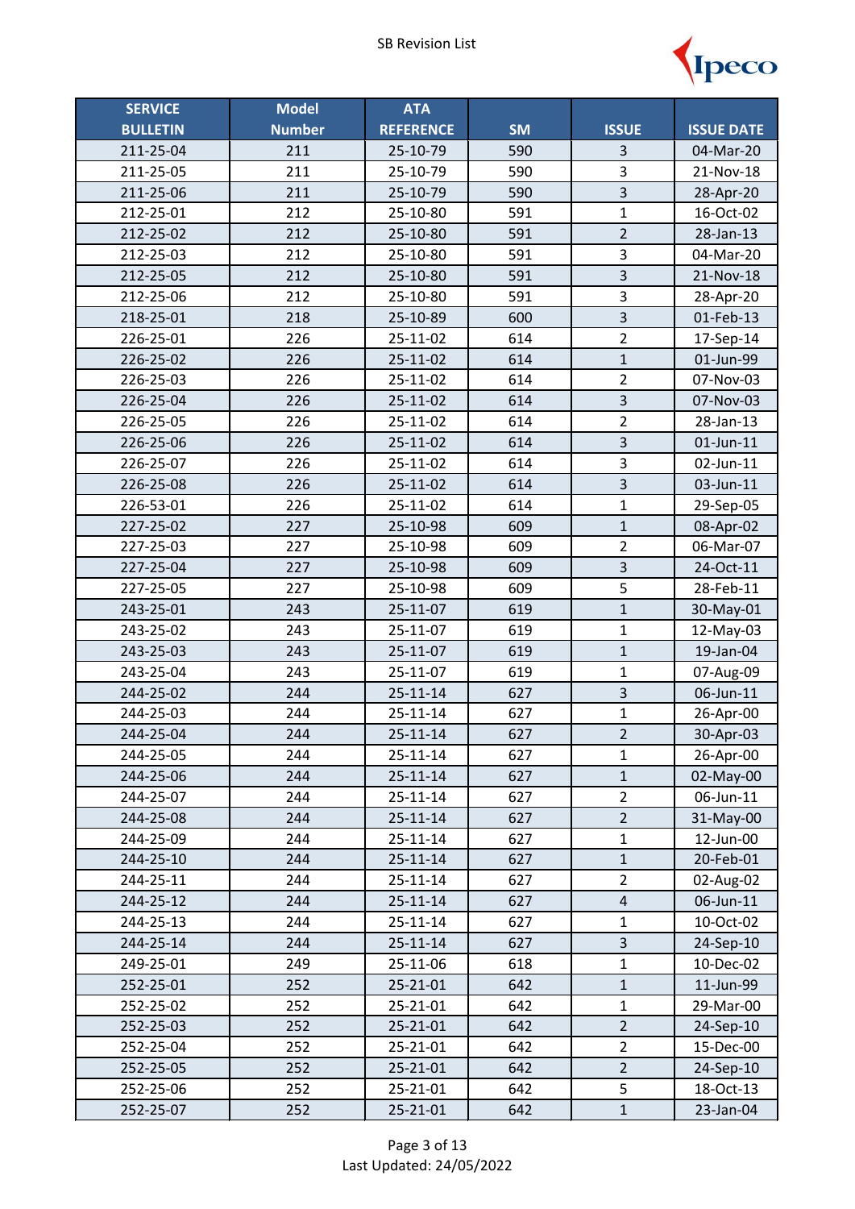| SERVICE BULLETIN | Model Number | ATA REFERENCE | SM | ISSUE | ISSUE DATE |
|---|---|---|---|---|---|
| 211-25-04 | 211 | 25-10-79 | 590 | 3 | 04-Mar-20 |
| 211-25-05 | 211 | 25-10-79 | 590 | 3 | 21-Nov-18 |
| 211-25-06 | 211 | 25-10-79 | 590 | 3 | 28-Apr-20 |
| 212-25-01 | 212 | 25-10-80 | 591 | 1 | 16-Oct-02 |
| 212-25-02 | 212 | 25-10-80 | 591 | 2 | 28-Jan-13 |
| 212-25-03 | 212 | 25-10-80 | 591 | 3 | 04-Mar-20 |
| 212-25-05 | 212 | 25-10-80 | 591 | 3 | 21-Nov-18 |
| 212-25-06 | 212 | 25-10-80 | 591 | 3 | 28-Apr-20 |
| 218-25-01 | 218 | 25-10-89 | 600 | 3 | 01-Feb-13 |
| 226-25-01 | 226 | 25-11-02 | 614 | 2 | 17-Sep-14 |
| 226-25-02 | 226 | 25-11-02 | 614 | 1 | 01-Jun-99 |
| 226-25-03 | 226 | 25-11-02 | 614 | 2 | 07-Nov-03 |
| 226-25-04 | 226 | 25-11-02 | 614 | 3 | 07-Nov-03 |
| 226-25-05 | 226 | 25-11-02 | 614 | 2 | 28-Jan-13 |
| 226-25-06 | 226 | 25-11-02 | 614 | 3 | 01-Jun-11 |
| 226-25-07 | 226 | 25-11-02 | 614 | 3 | 02-Jun-11 |
| 226-25-08 | 226 | 25-11-02 | 614 | 3 | 03-Jun-11 |
| 226-53-01 | 226 | 25-11-02 | 614 | 1 | 29-Sep-05 |
| 227-25-02 | 227 | 25-10-98 | 609 | 1 | 08-Apr-02 |
| 227-25-03 | 227 | 25-10-98 | 609 | 2 | 06-Mar-07 |
| 227-25-04 | 227 | 25-10-98 | 609 | 3 | 24-Oct-11 |
| 227-25-05 | 227 | 25-10-98 | 609 | 5 | 28-Feb-11 |
| 243-25-01 | 243 | 25-11-07 | 619 | 1 | 30-May-01 |
| 243-25-02 | 243 | 25-11-07 | 619 | 1 | 12-May-03 |
| 243-25-03 | 243 | 25-11-07 | 619 | 1 | 19-Jan-04 |
| 243-25-04 | 243 | 25-11-07 | 619 | 1 | 07-Aug-09 |
| 244-25-02 | 244 | 25-11-14 | 627 | 3 | 06-Jun-11 |
| 244-25-03 | 244 | 25-11-14 | 627 | 1 | 26-Apr-00 |
| 244-25-04 | 244 | 25-11-14 | 627 | 2 | 30-Apr-03 |
| 244-25-05 | 244 | 25-11-14 | 627 | 1 | 26-Apr-00 |
| 244-25-06 | 244 | 25-11-14 | 627 | 1 | 02-May-00 |
| 244-25-07 | 244 | 25-11-14 | 627 | 2 | 06-Jun-11 |
| 244-25-08 | 244 | 25-11-14 | 627 | 2 | 31-May-00 |
| 244-25-09 | 244 | 25-11-14 | 627 | 1 | 12-Jun-00 |
| 244-25-10 | 244 | 25-11-14 | 627 | 1 | 20-Feb-01 |
| 244-25-11 | 244 | 25-11-14 | 627 | 2 | 02-Aug-02 |
| 244-25-12 | 244 | 25-11-14 | 627 | 4 | 06-Jun-11 |
| 244-25-13 | 244 | 25-11-14 | 627 | 1 | 10-Oct-02 |
| 244-25-14 | 244 | 25-11-14 | 627 | 3 | 24-Sep-10 |
| 249-25-01 | 249 | 25-11-06 | 618 | 1 | 10-Dec-02 |
| 252-25-01 | 252 | 25-21-01 | 642 | 1 | 11-Jun-99 |
| 252-25-02 | 252 | 25-21-01 | 642 | 1 | 29-Mar-00 |
| 252-25-03 | 252 | 25-21-01 | 642 | 2 | 24-Sep-10 |
| 252-25-04 | 252 | 25-21-01 | 642 | 2 | 15-Dec-00 |
| 252-25-05 | 252 | 25-21-01 | 642 | 2 | 24-Sep-10 |
| 252-25-06 | 252 | 25-21-01 | 642 | 5 | 18-Oct-13 |
| 252-25-07 | 252 | 25-21-01 | 642 | 1 | 23-Jan-04 |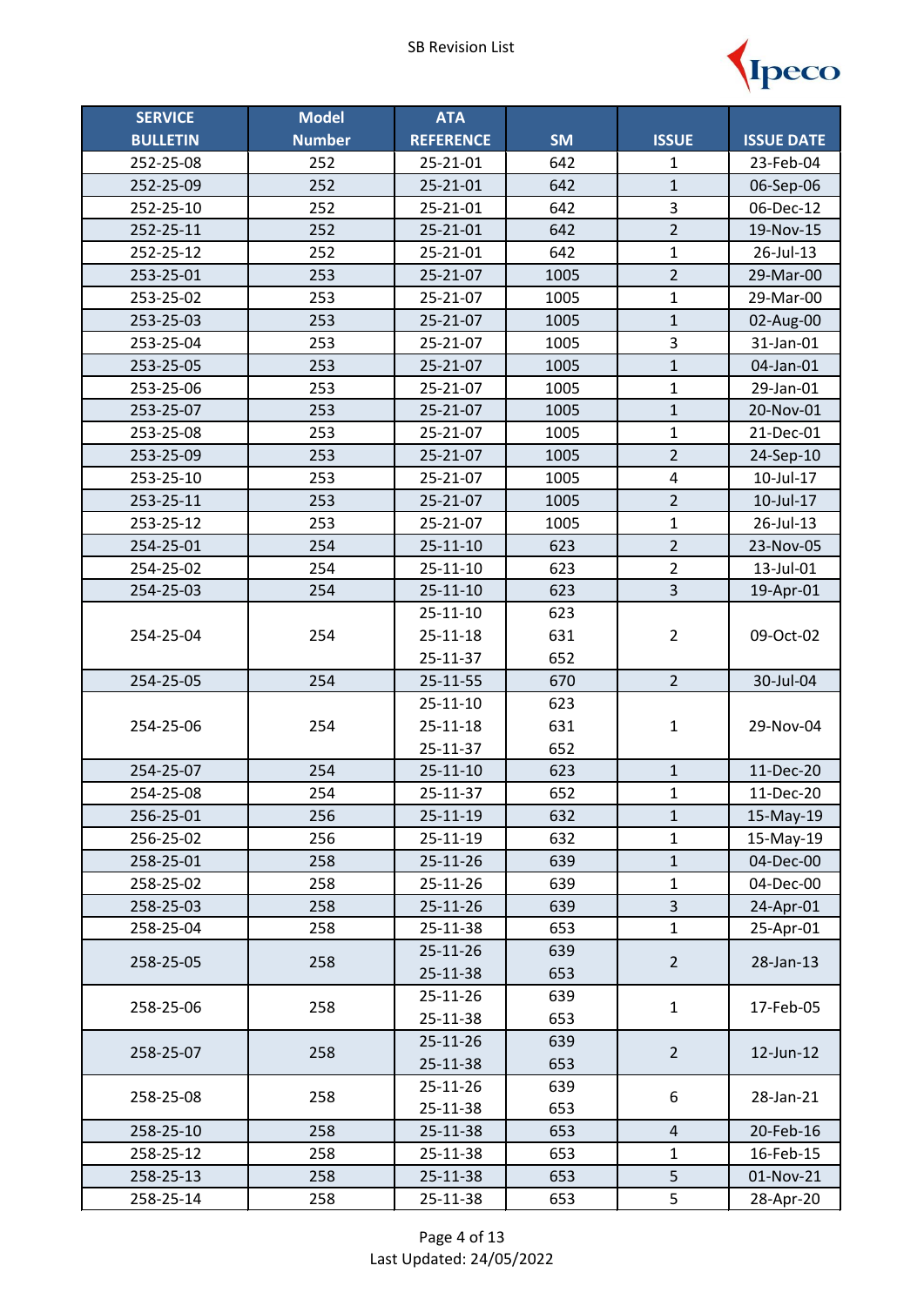SB Revision List

| SERVICE BULLETIN | Model Number | ATA REFERENCE | SM | ISSUE | ISSUE DATE |
|---|---|---|---|---|---|
| 252-25-08 | 252 | 25-21-01 | 642 | 1 | 23-Feb-04 |
| 252-25-09 | 252 | 25-21-01 | 642 | 1 | 06-Sep-06 |
| 252-25-10 | 252 | 25-21-01 | 642 | 3 | 06-Dec-12 |
| 252-25-11 | 252 | 25-21-01 | 642 | 2 | 19-Nov-15 |
| 252-25-12 | 252 | 25-21-01 | 642 | 1 | 26-Jul-13 |
| 253-25-01 | 253 | 25-21-07 | 1005 | 2 | 29-Mar-00 |
| 253-25-02 | 253 | 25-21-07 | 1005 | 1 | 29-Mar-00 |
| 253-25-03 | 253 | 25-21-07 | 1005 | 1 | 02-Aug-00 |
| 253-25-04 | 253 | 25-21-07 | 1005 | 3 | 31-Jan-01 |
| 253-25-05 | 253 | 25-21-07 | 1005 | 1 | 04-Jan-01 |
| 253-25-06 | 253 | 25-21-07 | 1005 | 1 | 29-Jan-01 |
| 253-25-07 | 253 | 25-21-07 | 1005 | 1 | 20-Nov-01 |
| 253-25-08 | 253 | 25-21-07 | 1005 | 1 | 21-Dec-01 |
| 253-25-09 | 253 | 25-21-07 | 1005 | 2 | 24-Sep-10 |
| 253-25-10 | 253 | 25-21-07 | 1005 | 4 | 10-Jul-17 |
| 253-25-11 | 253 | 25-21-07 | 1005 | 2 | 10-Jul-17 |
| 253-25-12 | 253 | 25-21-07 | 1005 | 1 | 26-Jul-13 |
| 254-25-01 | 254 | 25-11-10 | 623 | 2 | 23-Nov-05 |
| 254-25-02 | 254 | 25-11-10 | 623 | 2 | 13-Jul-01 |
| 254-25-03 | 254 | 25-11-10 | 623 | 3 | 19-Apr-01 |
| 254-25-04 | 254 | 25-11-10<br>25-11-18<br>25-11-37 | 623<br>631<br>652 | 2 | 09-Oct-02 |
| 254-25-05 | 254 | 25-11-55 | 670 | 2 | 30-Jul-04 |
| 254-25-06 | 254 | 25-11-10<br>25-11-18<br>25-11-37 | 623<br>631<br>652 | 1 | 29-Nov-04 |
| 254-25-07 | 254 | 25-11-10 | 623 | 1 | 11-Dec-20 |
| 254-25-08 | 254 | 25-11-37 | 652 | 1 | 11-Dec-20 |
| 256-25-01 | 256 | 25-11-19 | 632 | 1 | 15-May-19 |
| 256-25-02 | 256 | 25-11-19 | 632 | 1 | 15-May-19 |
| 258-25-01 | 258 | 25-11-26 | 639 | 1 | 04-Dec-00 |
| 258-25-02 | 258 | 25-11-26 | 639 | 1 | 04-Dec-00 |
| 258-25-03 | 258 | 25-11-26 | 639 | 3 | 24-Apr-01 |
| 258-25-04 | 258 | 25-11-38 | 653 | 1 | 25-Apr-01 |
| 258-25-05 | 258 | 25-11-26<br>25-11-38 | 639<br>653 | 2 | 28-Jan-13 |
| 258-25-06 | 258 | 25-11-26<br>25-11-38 | 639<br>653 | 1 | 17-Feb-05 |
| 258-25-07 | 258 | 25-11-26<br>25-11-38 | 639<br>653 | 2 | 12-Jun-12 |
| 258-25-08 | 258 | 25-11-26<br>25-11-38 | 639<br>653 | 6 | 28-Jan-21 |
| 258-25-10 | 258 | 25-11-38 | 653 | 4 | 20-Feb-16 |
| 258-25-12 | 258 | 25-11-38 | 653 | 1 | 16-Feb-15 |
| 258-25-13 | 258 | 25-11-38 | 653 | 5 | 01-Nov-21 |
| 258-25-14 | 258 | 25-11-38 | 653 | 5 | 28-Apr-20 |

Last Updated: 24/05/2022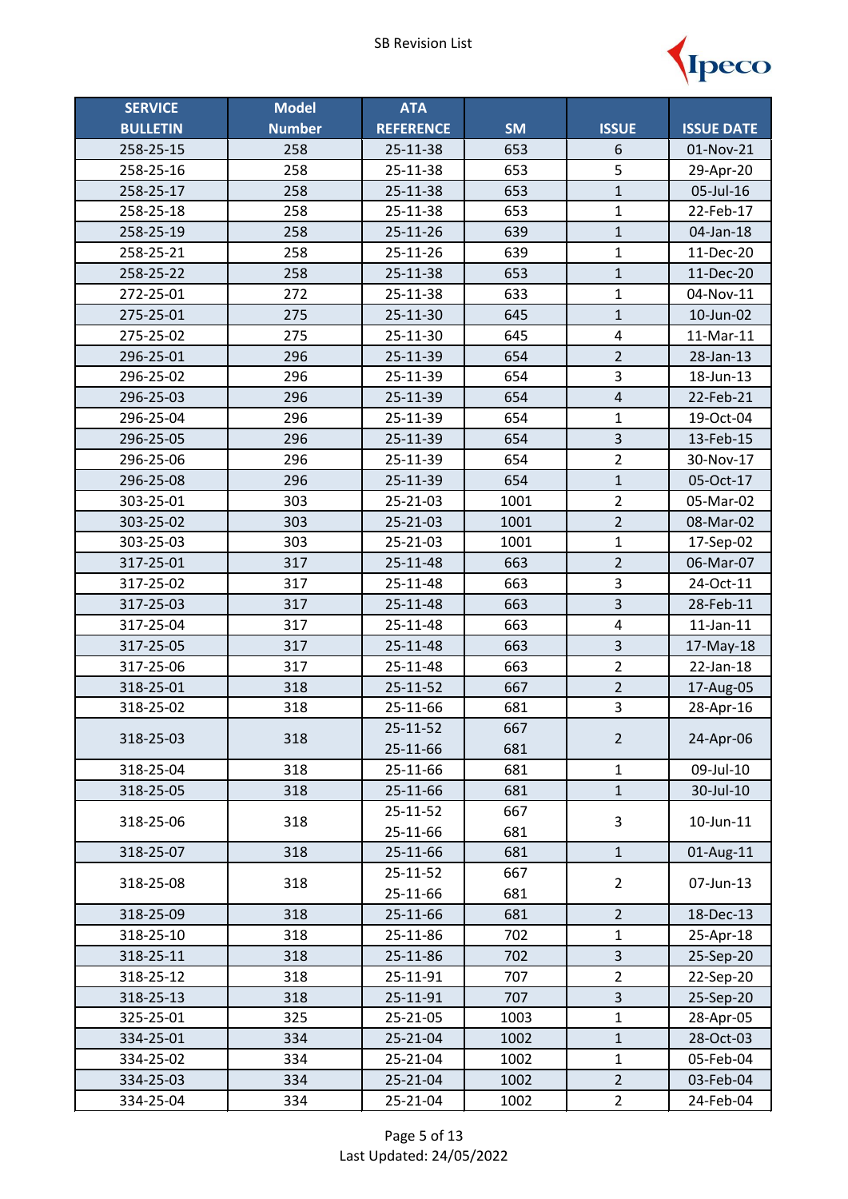SB Revision List

| SERVICE BULLETIN | Model Number | ATA REFERENCE | SM | ISSUE | ISSUE DATE |
|---|---|---|---|---|---|
| 258-25-15 | 258 | 25-11-38 | 653 | 6 | 01-Nov-21 |
| 258-25-16 | 258 | 25-11-38 | 653 | 5 | 29-Apr-20 |
| 258-25-17 | 258 | 25-11-38 | 653 | 1 | 05-Jul-16 |
| 258-25-18 | 258 | 25-11-38 | 653 | 1 | 22-Feb-17 |
| 258-25-19 | 258 | 25-11-26 | 639 | 1 | 04-Jan-18 |
| 258-25-21 | 258 | 25-11-26 | 639 | 1 | 11-Dec-20 |
| 258-25-22 | 258 | 25-11-38 | 653 | 1 | 11-Dec-20 |
| 272-25-01 | 272 | 25-11-38 | 633 | 1 | 04-Nov-11 |
| 275-25-01 | 275 | 25-11-30 | 645 | 1 | 10-Jun-02 |
| 275-25-02 | 275 | 25-11-30 | 645 | 4 | 11-Mar-11 |
| 296-25-01 | 296 | 25-11-39 | 654 | 2 | 28-Jan-13 |
| 296-25-02 | 296 | 25-11-39 | 654 | 3 | 18-Jun-13 |
| 296-25-03 | 296 | 25-11-39 | 654 | 4 | 22-Feb-21 |
| 296-25-04 | 296 | 25-11-39 | 654 | 1 | 19-Oct-04 |
| 296-25-05 | 296 | 25-11-39 | 654 | 3 | 13-Feb-15 |
| 296-25-06 | 296 | 25-11-39 | 654 | 2 | 30-Nov-17 |
| 296-25-08 | 296 | 25-11-39 | 654 | 1 | 05-Oct-17 |
| 303-25-01 | 303 | 25-21-03 | 1001 | 2 | 05-Mar-02 |
| 303-25-02 | 303 | 25-21-03 | 1001 | 2 | 08-Mar-02 |
| 303-25-03 | 303 | 25-21-03 | 1001 | 1 | 17-Sep-02 |
| 317-25-01 | 317 | 25-11-48 | 663 | 2 | 06-Mar-07 |
| 317-25-02 | 317 | 25-11-48 | 663 | 3 | 24-Oct-11 |
| 317-25-03 | 317 | 25-11-48 | 663 | 3 | 28-Feb-11 |
| 317-25-04 | 317 | 25-11-48 | 663 | 4 | 11-Jan-11 |
| 317-25-05 | 317 | 25-11-48 | 663 | 3 | 17-May-18 |
| 317-25-06 | 317 | 25-11-48 | 663 | 2 | 22-Jan-18 |
| 318-25-01 | 318 | 25-11-52 | 667 | 2 | 17-Aug-05 |
| 318-25-02 | 318 | 25-11-66 | 681 | 3 | 28-Apr-16 |
| 318-25-03 | 318 | 25-11-52<br>25-11-66 | 667<br>681 | 2 | 24-Apr-06 |
| 318-25-04 | 318 | 25-11-66 | 681 | 1 | 09-Jul-10 |
| 318-25-05 | 318 | 25-11-66 | 681 | 1 | 30-Jul-10 |
| 318-25-06 | 318 | 25-11-52<br>25-11-66 | 667<br>681 | 3 | 10-Jun-11 |
| 318-25-07 | 318 | 25-11-66 | 681 | 1 | 01-Aug-11 |
| 318-25-08 | 318 | 25-11-52<br>25-11-66 | 667<br>681 | 2 | 07-Jun-13 |
| 318-25-09 | 318 | 25-11-66 | 681 | 2 | 18-Dec-13 |
| 318-25-10 | 318 | 25-11-86 | 702 | 1 | 25-Apr-18 |
| 318-25-11 | 318 | 25-11-86 | 702 | 3 | 25-Sep-20 |
| 318-25-12 | 318 | 25-11-91 | 707 | 2 | 22-Sep-20 |
| 318-25-13 | 318 | 25-11-91 | 707 | 3 | 25-Sep-20 |
| 325-25-01 | 325 | 25-21-05 | 1003 | 1 | 28-Apr-05 |
| 334-25-01 | 334 | 25-21-04 | 1002 | 1 | 28-Oct-03 |
| 334-25-02 | 334 | 25-21-04 | 1002 | 1 | 05-Feb-04 |
| 334-25-03 | 334 | 25-21-04 | 1002 | 2 | 03-Feb-04 |
| 334-25-04 | 334 | 25-21-04 | 1002 | 2 | 24-Feb-04 |

Last Updated: 24/05/2022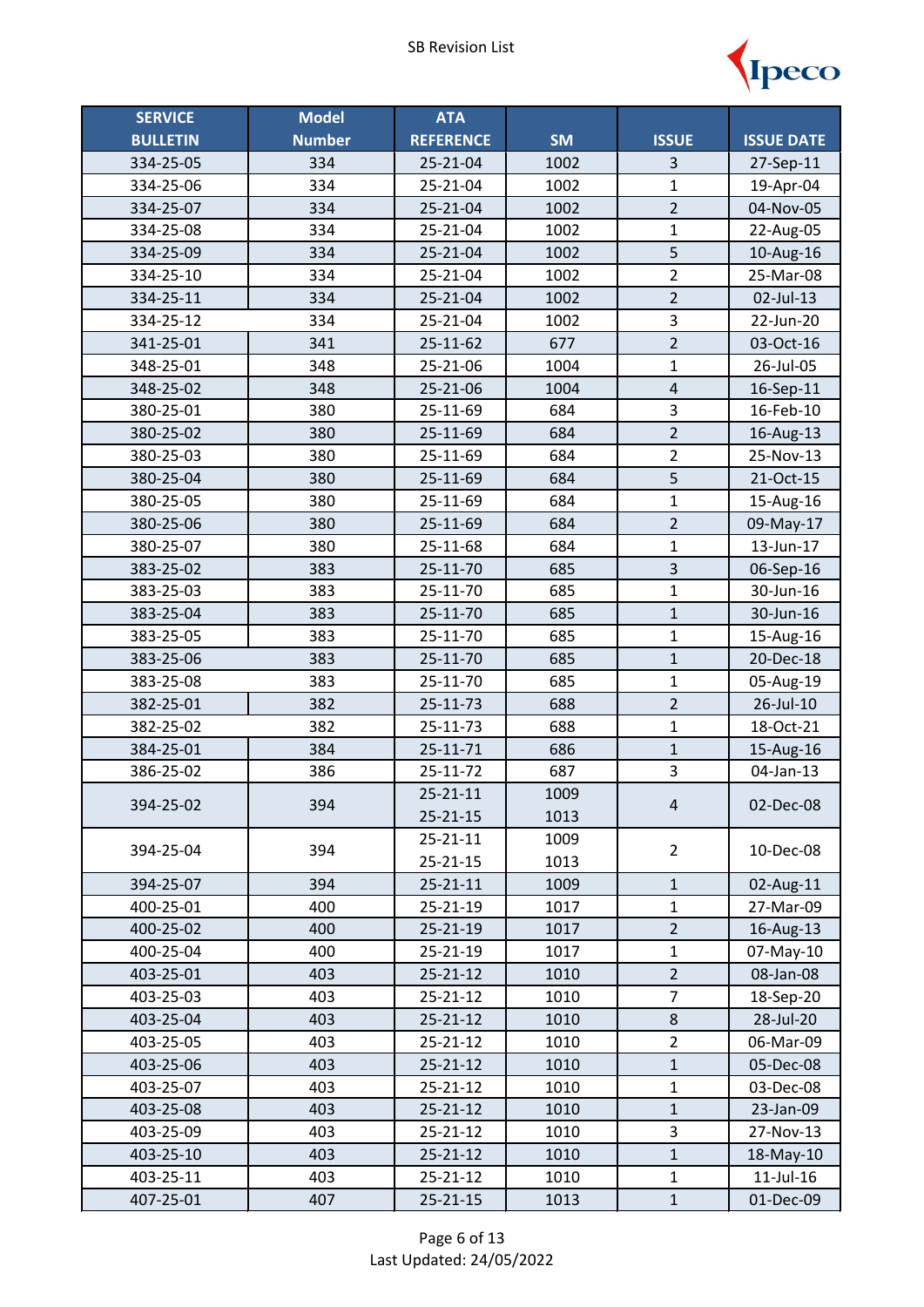SB Revision List

| SERVICE BULLETIN | Model Number | ATA REFERENCE | SM | ISSUE | ISSUE DATE |
|---|---|---|---|---|---|
| 334-25-05 | 334 | 25-21-04 | 1002 | 3 | 27-Sep-11 |
| 334-25-06 | 334 | 25-21-04 | 1002 | 1 | 19-Apr-04 |
| 334-25-07 | 334 | 25-21-04 | 1002 | 2 | 04-Nov-05 |
| 334-25-08 | 334 | 25-21-04 | 1002 | 1 | 22-Aug-05 |
| 334-25-09 | 334 | 25-21-04 | 1002 | 5 | 10-Aug-16 |
| 334-25-10 | 334 | 25-21-04 | 1002 | 2 | 25-Mar-08 |
| 334-25-11 | 334 | 25-21-04 | 1002 | 2 | 02-Jul-13 |
| 334-25-12 | 334 | 25-21-04 | 1002 | 3 | 22-Jun-20 |
| 341-25-01 | 341 | 25-11-62 | 677 | 2 | 03-Oct-16 |
| 348-25-01 | 348 | 25-21-06 | 1004 | 1 | 26-Jul-05 |
| 348-25-02 | 348 | 25-21-06 | 1004 | 4 | 16-Sep-11 |
| 380-25-01 | 380 | 25-11-69 | 684 | 3 | 16-Feb-10 |
| 380-25-02 | 380 | 25-11-69 | 684 | 2 | 16-Aug-13 |
| 380-25-03 | 380 | 25-11-69 | 684 | 2 | 25-Nov-13 |
| 380-25-04 | 380 | 25-11-69 | 684 | 5 | 21-Oct-15 |
| 380-25-05 | 380 | 25-11-69 | 684 | 1 | 15-Aug-16 |
| 380-25-06 | 380 | 25-11-69 | 684 | 2 | 09-May-17 |
| 380-25-07 | 380 | 25-11-68 | 684 | 1 | 13-Jun-17 |
| 383-25-02 | 383 | 25-11-70 | 685 | 3 | 06-Sep-16 |
| 383-25-03 | 383 | 25-11-70 | 685 | 1 | 30-Jun-16 |
| 383-25-04 | 383 | 25-11-70 | 685 | 1 | 30-Jun-16 |
| 383-25-05 | 383 | 25-11-70 | 685 | 1 | 15-Aug-16 |
| 383-25-06 | 383 | 25-11-70 | 685 | 1 | 20-Dec-18 |
| 383-25-08 | 383 | 25-11-70 | 685 | 1 | 05-Aug-19 |
| 382-25-01 | 382 | 25-11-73 | 688 | 2 | 26-Jul-10 |
| 382-25-02 | 382 | 25-11-73 | 688 | 1 | 18-Oct-21 |
| 384-25-01 | 384 | 25-11-71 | 686 | 1 | 15-Aug-16 |
| 386-25-02 | 386 | 25-11-72 | 687 | 3 | 04-Jan-13 |
| 394-25-02 | 394 | 25-21-11<br>25-21-15 | 1009<br>1013 | 4 | 02-Dec-08 |
| 394-25-04 | 394 | 25-21-11<br>25-21-15 | 1009<br>1013 | 2 | 10-Dec-08 |
| 394-25-07 | 394 | 25-21-11 | 1009 | 1 | 02-Aug-11 |
| 400-25-01 | 400 | 25-21-19 | 1017 | 1 | 27-Mar-09 |
| 400-25-02 | 400 | 25-21-19 | 1017 | 2 | 16-Aug-13 |
| 400-25-04 | 400 | 25-21-19 | 1017 | 1 | 07-May-10 |
| 403-25-01 | 403 | 25-21-12 | 1010 | 2 | 08-Jan-08 |
| 403-25-03 | 403 | 25-21-12 | 1010 | 7 | 18-Sep-20 |
| 403-25-04 | 403 | 25-21-12 | 1010 | 8 | 28-Jul-20 |
| 403-25-05 | 403 | 25-21-12 | 1010 | 2 | 06-Mar-09 |
| 403-25-06 | 403 | 25-21-12 | 1010 | 1 | 05-Dec-08 |
| 403-25-07 | 403 | 25-21-12 | 1010 | 1 | 03-Dec-08 |
| 403-25-08 | 403 | 25-21-12 | 1010 | 1 | 23-Jan-09 |
| 403-25-09 | 403 | 25-21-12 | 1010 | 3 | 27-Nov-13 |
| 403-25-10 | 403 | 25-21-12 | 1010 | 1 | 18-May-10 |
| 403-25-11 | 403 | 25-21-12 | 1010 | 1 | 11-Jul-16 |
| 407-25-01 | 407 | 25-21-15 | 1013 | 1 | 01-Dec-09 |

Last Updated: 24/05/2022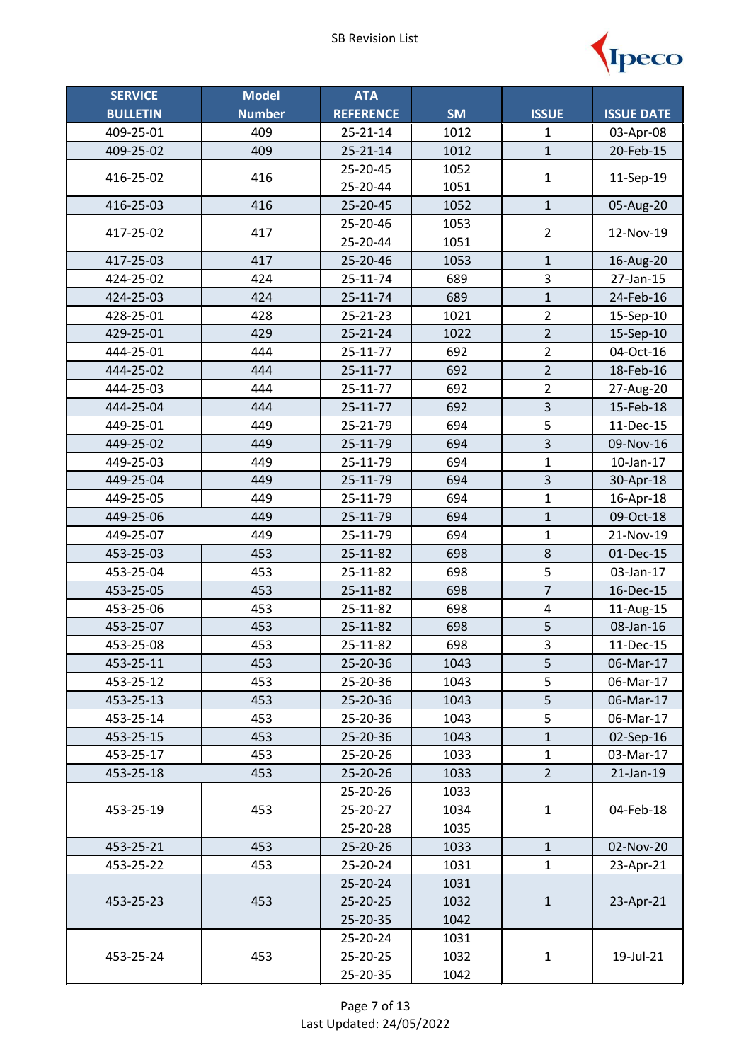SB Revision List

| SERVICE BULLETIN | Model Number | ATA REFERENCE | SM | ISSUE | ISSUE DATE |
|---|---|---|---|---|---|
| 409-25-01 | 409 | 25-21-14 | 1012 | 1 | 03-Apr-08 |
| 409-25-02 | 409 | 25-21-14 | 1012 | 1 | 20-Feb-15 |
| 416-25-02 | 416 | 25-20-45<br>25-20-44 | 1052<br>1051 | 1 | 11-Sep-19 |
| 416-25-03 | 416 | 25-20-45 | 1052 | 1 | 05-Aug-20 |
| 417-25-02 | 417 | 25-20-46<br>25-20-44 | 1053<br>1051 | 2 | 12-Nov-19 |
| 417-25-03 | 417 | 25-20-46 | 1053 | 1 | 16-Aug-20 |
| 424-25-02 | 424 | 25-11-74 | 689 | 3 | 27-Jan-15 |
| 424-25-03 | 424 | 25-11-74 | 689 | 1 | 24-Feb-16 |
| 428-25-01 | 428 | 25-21-23 | 1021 | 2 | 15-Sep-10 |
| 429-25-01 | 429 | 25-21-24 | 1022 | 2 | 15-Sep-10 |
| 444-25-01 | 444 | 25-11-77 | 692 | 2 | 04-Oct-16 |
| 444-25-02 | 444 | 25-11-77 | 692 | 2 | 18-Feb-16 |
| 444-25-03 | 444 | 25-11-77 | 692 | 2 | 27-Aug-20 |
| 444-25-04 | 444 | 25-11-77 | 692 | 3 | 15-Feb-18 |
| 449-25-01 | 449 | 25-21-79 | 694 | 5 | 11-Dec-15 |
| 449-25-02 | 449 | 25-11-79 | 694 | 3 | 09-Nov-16 |
| 449-25-03 | 449 | 25-11-79 | 694 | 1 | 10-Jan-17 |
| 449-25-04 | 449 | 25-11-79 | 694 | 3 | 30-Apr-18 |
| 449-25-05 | 449 | 25-11-79 | 694 | 1 | 16-Apr-18 |
| 449-25-06 | 449 | 25-11-79 | 694 | 1 | 09-Oct-18 |
| 449-25-07 | 449 | 25-11-79 | 694 | 1 | 21-Nov-19 |
| 453-25-03 | 453 | 25-11-82 | 698 | 8 | 01-Dec-15 |
| 453-25-04 | 453 | 25-11-82 | 698 | 5 | 03-Jan-17 |
| 453-25-05 | 453 | 25-11-82 | 698 | 7 | 16-Dec-15 |
| 453-25-06 | 453 | 25-11-82 | 698 | 4 | 11-Aug-15 |
| 453-25-07 | 453 | 25-11-82 | 698 | 5 | 08-Jan-16 |
| 453-25-08 | 453 | 25-11-82 | 698 | 3 | 11-Dec-15 |
| 453-25-11 | 453 | 25-20-36 | 1043 | 5 | 06-Mar-17 |
| 453-25-12 | 453 | 25-20-36 | 1043 | 5 | 06-Mar-17 |
| 453-25-13 | 453 | 25-20-36 | 1043 | 5 | 06-Mar-17 |
| 453-25-14 | 453 | 25-20-36 | 1043 | 5 | 06-Mar-17 |
| 453-25-15 | 453 | 25-20-36 | 1043 | 1 | 02-Sep-16 |
| 453-25-17 | 453 | 25-20-26 | 1033 | 1 | 03-Mar-17 |
| 453-25-18 | 453 | 25-20-26 | 1033 | 2 | 21-Jan-19 |
| 453-25-19 | 453 | 25-20-26<br>25-20-27<br>25-20-28 | 1033<br>1034<br>1035 | 1 | 04-Feb-18 |
| 453-25-21 | 453 | 25-20-26 | 1033 | 1 | 02-Nov-20 |
| 453-25-22 | 453 | 25-20-24 | 1031 | 1 | 23-Apr-21 |
| 453-25-23 | 453 | 25-20-24<br>25-20-25<br>25-20-35 | 1031<br>1032<br>1042 | 1 | 23-Apr-21 |
| 453-25-24 | 453 | 25-20-24<br>25-20-25<br>25-20-35 | 1031<br>1032<br>1042 | 1 | 19-Jul-21 |

Last Updated: 24/05/2022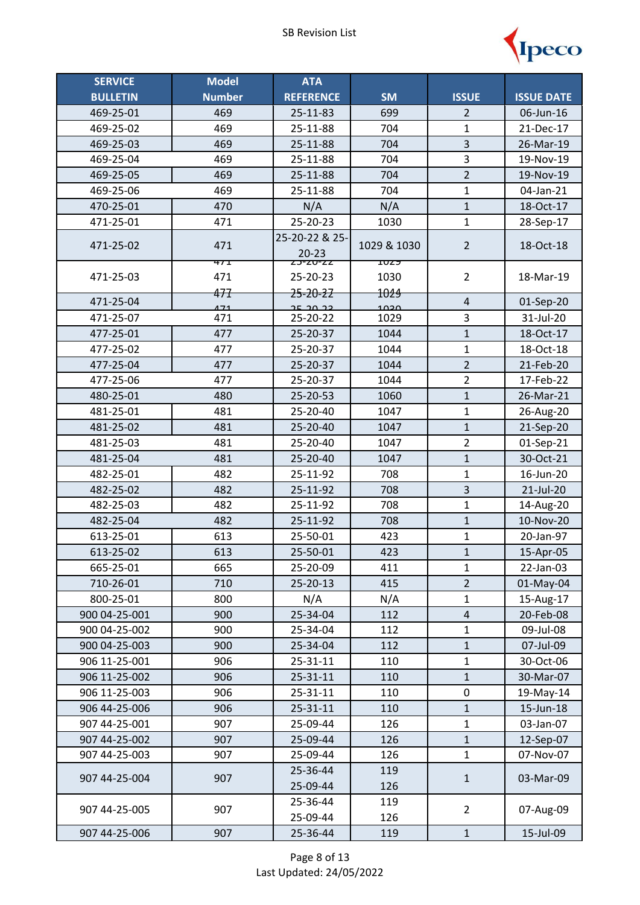| SERVICE BULLETIN | Model Number | ATA REFERENCE | SM | ISSUE | ISSUE DATE |
|---|---|---|---|---|---|
| 469-25-01 | 469 | 25-11-83 | 699 | 2 | 06-Jun-16 |
| 469-25-02 | 469 | 25-11-88 | 704 | 1 | 21-Dec-17 |
| 469-25-03 | 469 | 25-11-88 | 704 | 3 | 26-Mar-19 |
| 469-25-04 | 469 | 25-11-88 | 704 | 3 | 19-Nov-19 |
| 469-25-05 | 469 | 25-11-88 | 704 | 2 | 19-Nov-19 |
| 469-25-06 | 469 | 25-11-88 | 704 | 1 | 04-Jan-21 |
| 470-25-01 | 470 | N/A | N/A | 1 | 18-Oct-17 |
| 471-25-01 | 471 | 25-20-23 | 1030 | 1 | 28-Sep-17 |
| 471-25-02 | 471 | 25-20-22 & 25-20-23 | 1029 & 1030 | 2 | 18-Oct-18 |
| 471-25-03 | 471 | 25-20-23 | 1030 | 2 | 18-Mar-19 |
| 471-25-04 | 471 | 25-20-22 | 1029 | 4 | 01-Sep-20 |
| 471-25-07 | 471 | 25-20-22 | 1029 | 3 | 31-Jul-20 |
| 477-25-01 | 477 | 25-20-37 | 1044 | 1 | 18-Oct-17 |
| 477-25-02 | 477 | 25-20-37 | 1044 | 1 | 18-Oct-18 |
| 477-25-04 | 477 | 25-20-37 | 1044 | 2 | 21-Feb-20 |
| 477-25-06 | 477 | 25-20-37 | 1044 | 2 | 17-Feb-22 |
| 480-25-01 | 480 | 25-20-53 | 1060 | 1 | 26-Mar-21 |
| 481-25-01 | 481 | 25-20-40 | 1047 | 1 | 26-Aug-20 |
| 481-25-02 | 481 | 25-20-40 | 1047 | 1 | 21-Sep-20 |
| 481-25-03 | 481 | 25-20-40 | 1047 | 2 | 01-Sep-21 |
| 481-25-04 | 481 | 25-20-40 | 1047 | 1 | 30-Oct-21 |
| 482-25-01 | 482 | 25-11-92 | 708 | 1 | 16-Jun-20 |
| 482-25-02 | 482 | 25-11-92 | 708 | 3 | 21-Jul-20 |
| 482-25-03 | 482 | 25-11-92 | 708 | 1 | 14-Aug-20 |
| 482-25-04 | 482 | 25-11-92 | 708 | 1 | 10-Nov-20 |
| 613-25-01 | 613 | 25-50-01 | 423 | 1 | 20-Jan-97 |
| 613-25-02 | 613 | 25-50-01 | 423 | 1 | 15-Apr-05 |
| 665-25-01 | 665 | 25-20-09 | 411 | 1 | 22-Jan-03 |
| 710-26-01 | 710 | 25-20-13 | 415 | 2 | 01-May-04 |
| 800-25-01 | 800 | N/A | N/A | 1 | 15-Aug-17 |
| 900 04-25-001 | 900 | 25-34-04 | 112 | 4 | 20-Feb-08 |
| 900 04-25-002 | 900 | 25-34-04 | 112 | 1 | 09-Jul-08 |
| 900 04-25-003 | 900 | 25-34-04 | 112 | 1 | 07-Jul-09 |
| 906 11-25-001 | 906 | 25-31-11 | 110 | 1 | 30-Oct-06 |
| 906 11-25-002 | 906 | 25-31-11 | 110 | 1 | 30-Mar-07 |
| 906 11-25-003 | 906 | 25-31-11 | 110 | 0 | 19-May-14 |
| 906 44-25-006 | 906 | 25-31-11 | 110 | 1 | 15-Jun-18 |
| 907 44-25-001 | 907 | 25-09-44 | 126 | 1 | 03-Jan-07 |
| 907 44-25-002 | 907 | 25-09-44 | 126 | 1 | 12-Sep-07 |
| 907 44-25-003 | 907 | 25-09-44 | 126 | 1 | 07-Nov-07 |
| 907 44-25-004 | 907 | 25-36-44<br>25-09-44 | 119<br>126 | 1 | 03-Mar-09 |
| 907 44-25-005 | 907 | 25-36-44<br>25-09-44 | 119<br>126 | 2 | 07-Aug-09 |
| 907 44-25-006 | 907 | 25-36-44 | 119 | 1 | 15-Jul-09 |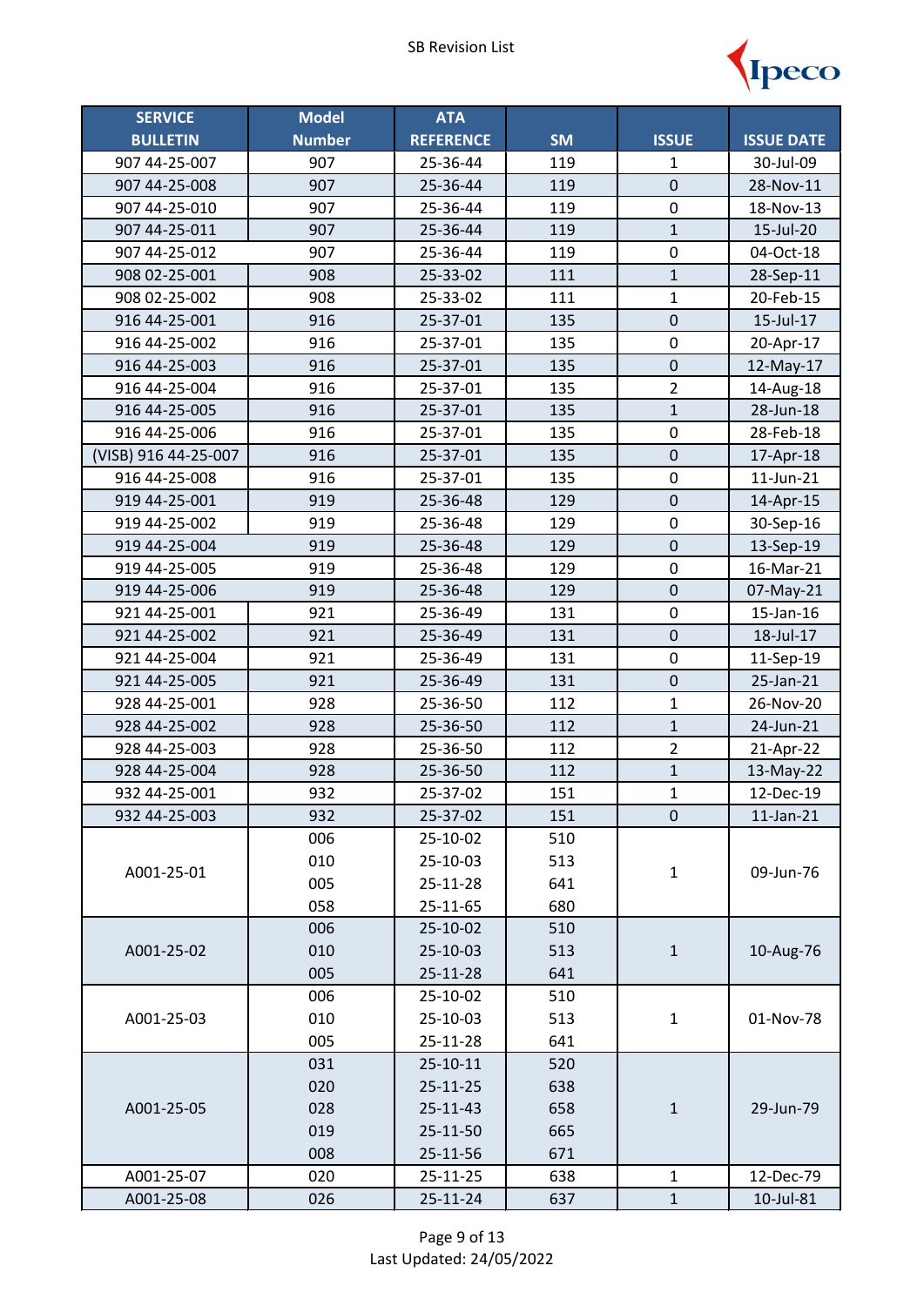SB Revision List

| SERVICE BULLETIN | Model Number | ATA REFERENCE | SM | ISSUE | ISSUE DATE |
|---|---|---|---|---|---|
| 907 44-25-007 | 907 | 25-36-44 | 119 | 1 | 30-Jul-09 |
| 907 44-25-008 | 907 | 25-36-44 | 119 | 0 | 28-Nov-11 |
| 907 44-25-010 | 907 | 25-36-44 | 119 | 0 | 18-Nov-13 |
| 907 44-25-011 | 907 | 25-36-44 | 119 | 1 | 15-Jul-20 |
| 907 44-25-012 | 907 | 25-36-44 | 119 | 0 | 04-Oct-18 |
| 908 02-25-001 | 908 | 25-33-02 | 111 | 1 | 28-Sep-11 |
| 908 02-25-002 | 908 | 25-33-02 | 111 | 1 | 20-Feb-15 |
| 916 44-25-001 | 916 | 25-37-01 | 135 | 0 | 15-Jul-17 |
| 916 44-25-002 | 916 | 25-37-01 | 135 | 0 | 20-Apr-17 |
| 916 44-25-003 | 916 | 25-37-01 | 135 | 0 | 12-May-17 |
| 916 44-25-004 | 916 | 25-37-01 | 135 | 2 | 14-Aug-18 |
| 916 44-25-005 | 916 | 25-37-01 | 135 | 1 | 28-Jun-18 |
| 916 44-25-006 | 916 | 25-37-01 | 135 | 0 | 28-Feb-18 |
| (VISB) 916 44-25-007 | 916 | 25-37-01 | 135 | 0 | 17-Apr-18 |
| 916 44-25-008 | 916 | 25-37-01 | 135 | 0 | 11-Jun-21 |
| 919 44-25-001 | 919 | 25-36-48 | 129 | 0 | 14-Apr-15 |
| 919 44-25-002 | 919 | 25-36-48 | 129 | 0 | 30-Sep-16 |
| 919 44-25-004 | 919 | 25-36-48 | 129 | 0 | 13-Sep-19 |
| 919 44-25-005 | 919 | 25-36-48 | 129 | 0 | 16-Mar-21 |
| 919 44-25-006 | 919 | 25-36-48 | 129 | 0 | 07-May-21 |
| 921 44-25-001 | 921 | 25-36-49 | 131 | 0 | 15-Jan-16 |
| 921 44-25-002 | 921 | 25-36-49 | 131 | 0 | 18-Jul-17 |
| 921 44-25-004 | 921 | 25-36-49 | 131 | 0 | 11-Sep-19 |
| 921 44-25-005 | 921 | 25-36-49 | 131 | 0 | 25-Jan-21 |
| 928 44-25-001 | 928 | 25-36-50 | 112 | 1 | 26-Nov-20 |
| 928 44-25-002 | 928 | 25-36-50 | 112 | 1 | 24-Jun-21 |
| 928 44-25-003 | 928 | 25-36-50 | 112 | 2 | 21-Apr-22 |
| 928 44-25-004 | 928 | 25-36-50 | 112 | 1 | 13-May-22 |
| 932 44-25-001 | 932 | 25-37-02 | 151 | 1 | 12-Dec-19 |
| 932 44-25-003 | 932 | 25-37-02 | 151 | 0 | 11-Jan-21 |
| A001-25-01 | 006 | 25-10-02 | 510 | 1 | 09-Jun-76 |
| | 010 | 25-10-03 | 513 | | |
| | 005 | 25-11-28 | 641 | | |
| | 058 | 25-11-65 | 680 | | |
| A001-25-02 | 006 | 25-10-02 | 510 | 1 | 10-Aug-76 |
| | 010 | 25-10-03 | 513 | | |
| | 005 | 25-11-28 | 641 | | |
| A001-25-03 | 006 | 25-10-02 | 510 | 1 | 01-Nov-78 |
| | 010 | 25-10-03 | 513 | | |
| | 005 | 25-11-28 | 641 | | |
| A001-25-05 | 031 | 25-10-11 | 520 | 1 | 29-Jun-79 |
| | 020 | 25-11-25 | 638 | | |
| | 028 | 25-11-43 | 658 | | |
| | 019 | 25-11-50 | 665 | | |
| | 008 | 25-11-56 | 671 | | |
| A001-25-07 | 020 | 25-11-25 | 638 | 1 | 12-Dec-79 |
| A001-25-08 | 026 | 25-11-24 | 637 | 1 | 10-Jul-81 |

Last Updated: 24/05/2022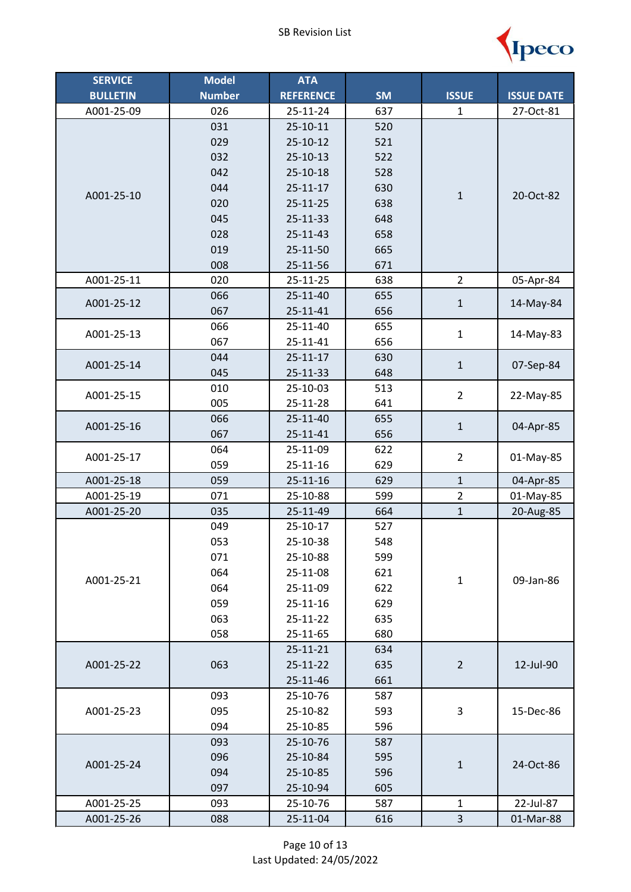SB Revision List

| SERVICE BULLETIN | Model Number | ATA REFERENCE | SM | ISSUE | ISSUE DATE |
|---|---|---|---|---|---|
| A001-25-09 | 026 | 25-11-24 | 637 | 1 | 27-Oct-81 |
| A001-25-10 | 031 | 25-10-11 | 520 | 1 | 20-Oct-82 |
| | 029 | 25-10-12 | 521 | | |
| | 032 | 25-10-13 | 522 | | |
| | 042 | 25-10-18 | 528 | | |
| | 044 | 25-11-17 | 630 | | |
| | 020 | 25-11-25 | 638 | | |
| | 045 | 25-11-33 | 648 | | |
| | 028 | 25-11-43 | 658 | | |
| | 019 | 25-11-50 | 665 | | |
| | 008 | 25-11-56 | 671 | | |
| A001-25-11 | 020 | 25-11-25 | 638 | 2 | 05-Apr-84 |
| A001-25-12 | 066 | 25-11-40 | 655 | 1 | 14-May-84 |
| | 067 | 25-11-41 | 656 | | |
| A001-25-13 | 066 | 25-11-40 | 655 | 1 | 14-May-83 |
| | 067 | 25-11-41 | 656 | | |
| A001-25-14 | 044 | 25-11-17 | 630 | 1 | 07-Sep-84 |
| | 045 | 25-11-33 | 648 | | |
| A001-25-15 | 010 | 25-10-03 | 513 | 2 | 22-May-85 |
| | 005 | 25-11-28 | 641 | | |
| A001-25-16 | 066 | 25-11-40 | 655 | 1 | 04-Apr-85 |
| | 067 | 25-11-41 | 656 | | |
| A001-25-17 | 064 | 25-11-09 | 622 | 2 | 01-May-85 |
| | 059 | 25-11-16 | 629 | | |
| A001-25-18 | 059 | 25-11-16 | 629 | 1 | 04-Apr-85 |
| A001-25-19 | 071 | 25-10-88 | 599 | 2 | 01-May-85 |
| A001-25-20 | 035 | 25-11-49 | 664 | 1 | 20-Aug-85 |
| A001-25-21 | 049 | 25-10-17 | 527 | 1 | 09-Jan-86 |
| | 053 | 25-10-38 | 548 | | |
| | 071 | 25-10-88 | 599 | | |
| | 064 | 25-11-08 | 621 | | |
| | 064 | 25-11-09 | 622 | | |
| | 059 | 25-11-16 | 629 | | |
| | 063 | 25-11-22 | 635 | | |
| | 058 | 25-11-65 | 680 | | |
| A001-25-22 | 063 | 25-11-21 | 634 | 2 | 12-Jul-90 |
| | | 25-11-22 | 635 | | |
| | | 25-11-46 | 661 | | |
| A001-25-23 | 093 | 25-10-76 | 587 | 3 | 15-Dec-86 |
| | 095 | 25-10-82 | 593 | | |
| | 094 | 25-10-85 | 596 | | |
| A001-25-24 | 093 | 25-10-76 | 587 | 1 | 24-Oct-86 |
| | 096 | 25-10-84 | 595 | | |
| | 094 | 25-10-85 | 596 | | |
| | 097 | 25-10-94 | 605 | | |
| A001-25-25 | 093 | 25-10-76 | 587 | 1 | 22-Jul-87 |
| A001-25-26 | 088 | 25-11-04 | 616 | 3 | 01-Mar-88 |

Last Updated: 24/05/2022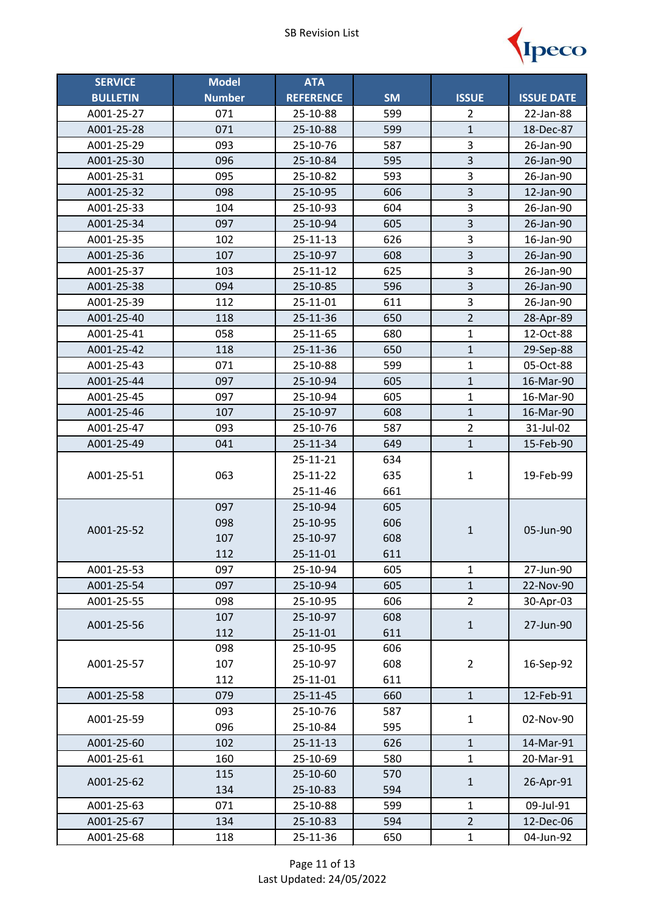SB Revision List

| SERVICE BULLETIN | Model Number | ATA REFERENCE | SM | ISSUE | ISSUE DATE |
|---|---|---|---|---|---|
| A001-25-27 | 071 | 25-10-88 | 599 | 2 | 22-Jan-88 |
| A001-25-28 | 071 | 25-10-88 | 599 | 1 | 18-Dec-87 |
| A001-25-29 | 093 | 25-10-76 | 587 | 3 | 26-Jan-90 |
| A001-25-30 | 096 | 25-10-84 | 595 | 3 | 26-Jan-90 |
| A001-25-31 | 095 | 25-10-82 | 593 | 3 | 26-Jan-90 |
| A001-25-32 | 098 | 25-10-95 | 606 | 3 | 12-Jan-90 |
| A001-25-33 | 104 | 25-10-93 | 604 | 3 | 26-Jan-90 |
| A001-25-34 | 097 | 25-10-94 | 605 | 3 | 26-Jan-90 |
| A001-25-35 | 102 | 25-11-13 | 626 | 3 | 16-Jan-90 |
| A001-25-36 | 107 | 25-10-97 | 608 | 3 | 26-Jan-90 |
| A001-25-37 | 103 | 25-11-12 | 625 | 3 | 26-Jan-90 |
| A001-25-38 | 094 | 25-10-85 | 596 | 3 | 26-Jan-90 |
| A001-25-39 | 112 | 25-11-01 | 611 | 3 | 26-Jan-90 |
| A001-25-40 | 118 | 25-11-36 | 650 | 2 | 28-Apr-89 |
| A001-25-41 | 058 | 25-11-65 | 680 | 1 | 12-Oct-88 |
| A001-25-42 | 118 | 25-11-36 | 650 | 1 | 29-Sep-88 |
| A001-25-43 | 071 | 25-10-88 | 599 | 1 | 05-Oct-88 |
| A001-25-44 | 097 | 25-10-94 | 605 | 1 | 16-Mar-90 |
| A001-25-45 | 097 | 25-10-94 | 605 | 1 | 16-Mar-90 |
| A001-25-46 | 107 | 25-10-97 | 608 | 1 | 16-Mar-90 |
| A001-25-47 | 093 | 25-10-76 | 587 | 2 | 31-Jul-02 |
| A001-25-49 | 041 | 25-11-34 | 649 | 1 | 15-Feb-90 |
| A001-25-51 | 063 | 25-11-21<br>25-11-22<br>25-11-46 | 634<br>635<br>661 | 1 | 19-Feb-99 |
| A001-25-52 | 097<br>098<br>107<br>112 | 25-10-94<br>25-10-95<br>25-10-97<br>25-11-01 | 605<br>606<br>608<br>611 | 1 | 05-Jun-90 |
| A001-25-53 | 097 | 25-10-94 | 605 | 1 | 27-Jun-90 |
| A001-25-54 | 097 | 25-10-94 | 605 | 1 | 22-Nov-90 |
| A001-25-55 | 098 | 25-10-95 | 606 | 2 | 30-Apr-03 |
| A001-25-56 | 107<br>112 | 25-10-97<br>25-11-01 | 608<br>611 | 1 | 27-Jun-90 |
| A001-25-57 | 098<br>107<br>112 | 25-10-95<br>25-10-97<br>25-11-01 | 606<br>608<br>611 | 2 | 16-Sep-92 |
| A001-25-58 | 079 | 25-11-45 | 660 | 1 | 12-Feb-91 |
| A001-25-59 | 093<br>096 | 25-10-76<br>25-10-84 | 587<br>595 | 1 | 02-Nov-90 |
| A001-25-60 | 102 | 25-11-13 | 626 | 1 | 14-Mar-91 |
| A001-25-61 | 160 | 25-10-69 | 580 | 1 | 20-Mar-91 |
| A001-25-62 | 115<br>134 | 25-10-60<br>25-10-83 | 570<br>594 | 1 | 26-Apr-91 |
| A001-25-63 | 071 | 25-10-88 | 599 | 1 | 09-Jul-91 |
| A001-25-67 | 134 | 25-10-83 | 594 | 2 | 12-Dec-06 |
| A001-25-68 | 118 | 25-11-36 | 650 | 1 | 04-Jun-92 |

Last Updated: 24/05/2022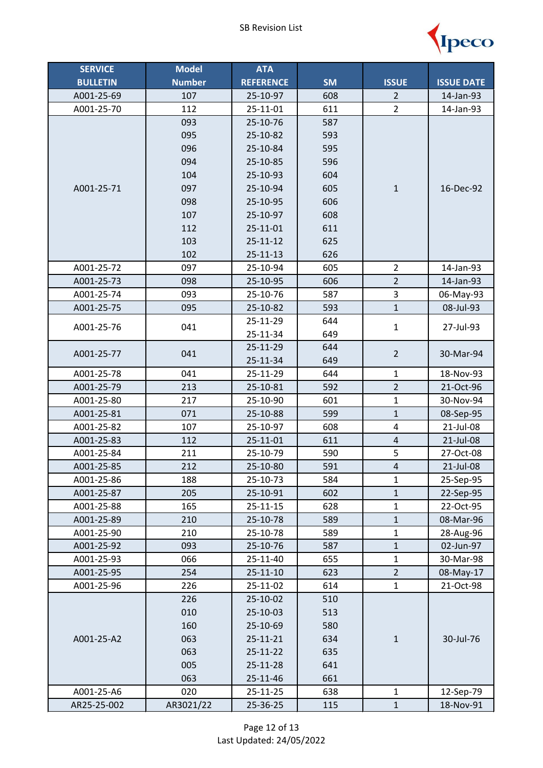SB Revision List

| SERVICE BULLETIN | Model Number | ATA REFERENCE | SM | ISSUE | ISSUE DATE |
|---|---|---|---|---|---|
| A001-25-69 | 107 | 25-10-97 | 608 | 2 | 14-Jan-93 |
| A001-25-70 | 112 | 25-11-01 | 611 | 2 | 14-Jan-93 |
| A001-25-71 | 093 | 25-10-76 | 587 | 1 | 16-Dec-92 |
| | 095 | 25-10-82 | 593 | | |
| | 096 | 25-10-84 | 595 | | |
| | 094 | 25-10-85 | 596 | | |
| | 104 | 25-10-93 | 604 | | |
| | 097 | 25-10-94 | 605 | | |
| | 098 | 25-10-95 | 606 | | |
| | 107 | 25-10-97 | 608 | | |
| | 112 | 25-11-01 | 611 | | |
| | 103 | 25-11-12 | 625 | | |
| | 102 | 25-11-13 | 626 | | |
| A001-25-72 | 097 | 25-10-94 | 605 | 2 | 14-Jan-93 |
| A001-25-73 | 098 | 25-10-95 | 606 | 2 | 14-Jan-93 |
| A001-25-74 | 093 | 25-10-76 | 587 | 3 | 06-May-93 |
| A001-25-75 | 095 | 25-10-82 | 593 | 1 | 08-Jul-93 |
| A001-25-76 | 041 | 25-11-29 | 644 | 1 | 27-Jul-93 |
| | | 25-11-34 | 649 | | |
| A001-25-77 | 041 | 25-11-29 | 644 | 2 | 30-Mar-94 |
| | | 25-11-34 | 649 | | |
| A001-25-78 | 041 | 25-11-29 | 644 | 1 | 18-Nov-93 |
| A001-25-79 | 213 | 25-10-81 | 592 | 2 | 21-Oct-96 |
| A001-25-80 | 217 | 25-10-90 | 601 | 1 | 30-Nov-94 |
| A001-25-81 | 071 | 25-10-88 | 599 | 1 | 08-Sep-95 |
| A001-25-82 | 107 | 25-10-97 | 608 | 4 | 21-Jul-08 |
| A001-25-83 | 112 | 25-11-01 | 611 | 4 | 21-Jul-08 |
| A001-25-84 | 211 | 25-10-79 | 590 | 5 | 27-Oct-08 |
| A001-25-85 | 212 | 25-10-80 | 591 | 4 | 21-Jul-08 |
| A001-25-86 | 188 | 25-10-73 | 584 | 1 | 25-Sep-95 |
| A001-25-87 | 205 | 25-10-91 | 602 | 1 | 22-Sep-95 |
| A001-25-88 | 165 | 25-11-15 | 628 | 1 | 22-Oct-95 |
| A001-25-89 | 210 | 25-10-78 | 589 | 1 | 08-Mar-96 |
| A001-25-90 | 210 | 25-10-78 | 589 | 1 | 28-Aug-96 |
| A001-25-92 | 093 | 25-10-76 | 587 | 1 | 02-Jun-97 |
| A001-25-93 | 066 | 25-11-40 | 655 | 1 | 30-Mar-98 |
| A001-25-95 | 254 | 25-11-10 | 623 | 2 | 08-May-17 |
| A001-25-96 | 226 | 25-11-02 | 614 | 1 | 21-Oct-98 |
| A001-25-A2 | 226 | 25-10-02 | 510 | 1 | 30-Jul-76 |
| | 010 | 25-10-03 | 513 | | |
| | 160 | 25-10-69 | 580 | | |
| | 063 | 25-11-21 | 634 | | |
| | 063 | 25-11-22 | 635 | | |
| | 005 | 25-11-28 | 641 | | |
| | 063 | 25-11-46 | 661 | | |
| A001-25-A6 | 020 | 25-11-25 | 638 | 1 | 12-Sep-79 |
| AR25-25-002 | AR3021/22 | 25-36-25 | 115 | 1 | 18-Nov-91 |

Last Updated: 24/05/2022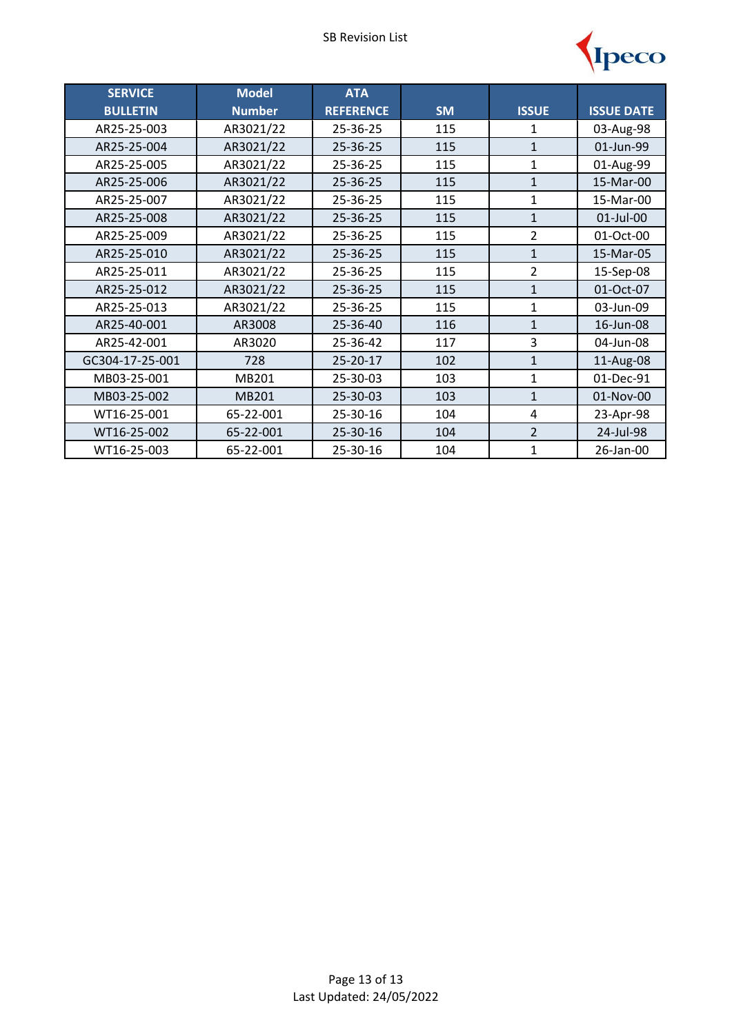| SERVICE BULLETIN | Model Number | ATA REFERENCE | SM | ISSUE | ISSUE DATE |
|---|---|---|---|---|---|
| AR25-25-003 | AR3021/22 | 25-36-25 | 115 | 1 | 03-Aug-98 |
| AR25-25-004 | AR3021/22 | 25-36-25 | 115 | 1 | 01-Jun-99 |
| AR25-25-005 | AR3021/22 | 25-36-25 | 115 | 1 | 01-Aug-99 |
| AR25-25-006 | AR3021/22 | 25-36-25 | 115 | 1 | 15-Mar-00 |
| AR25-25-007 | AR3021/22 | 25-36-25 | 115 | 1 | 15-Mar-00 |
| AR25-25-008 | AR3021/22 | 25-36-25 | 115 | 1 | 01-Jul-00 |
| AR25-25-009 | AR3021/22 | 25-36-25 | 115 | 2 | 01-Oct-00 |
| AR25-25-010 | AR3021/22 | 25-36-25 | 115 | 1 | 15-Mar-05 |
| AR25-25-011 | AR3021/22 | 25-36-25 | 115 | 2 | 15-Sep-08 |
| AR25-25-012 | AR3021/22 | 25-36-25 | 115 | 1 | 01-Oct-07 |
| AR25-25-013 | AR3021/22 | 25-36-25 | 115 | 1 | 03-Jun-09 |
| AR25-40-001 | AR3008 | 25-36-40 | 116 | 1 | 16-Jun-08 |
| AR25-42-001 | AR3020 | 25-36-42 | 117 | 3 | 04-Jun-08 |
| GC304-17-25-001 | 728 | 25-20-17 | 102 | 1 | 11-Aug-08 |
| MB03-25-001 | MB201 | 25-30-03 | 103 | 1 | 01-Dec-91 |
| MB03-25-002 | MB201 | 25-30-03 | 103 | 1 | 01-Nov-00 |
| WT16-25-001 | 65-22-001 | 25-30-16 | 104 | 4 | 23-Apr-98 |
| WT16-25-002 | 65-22-001 | 25-30-16 | 104 | 2 | 24-Jul-98 |
| WT16-25-003 | 65-22-001 | 25-30-16 | 104 | 1 | 26-Jan-00 |

Last Updated: 24/05/2022